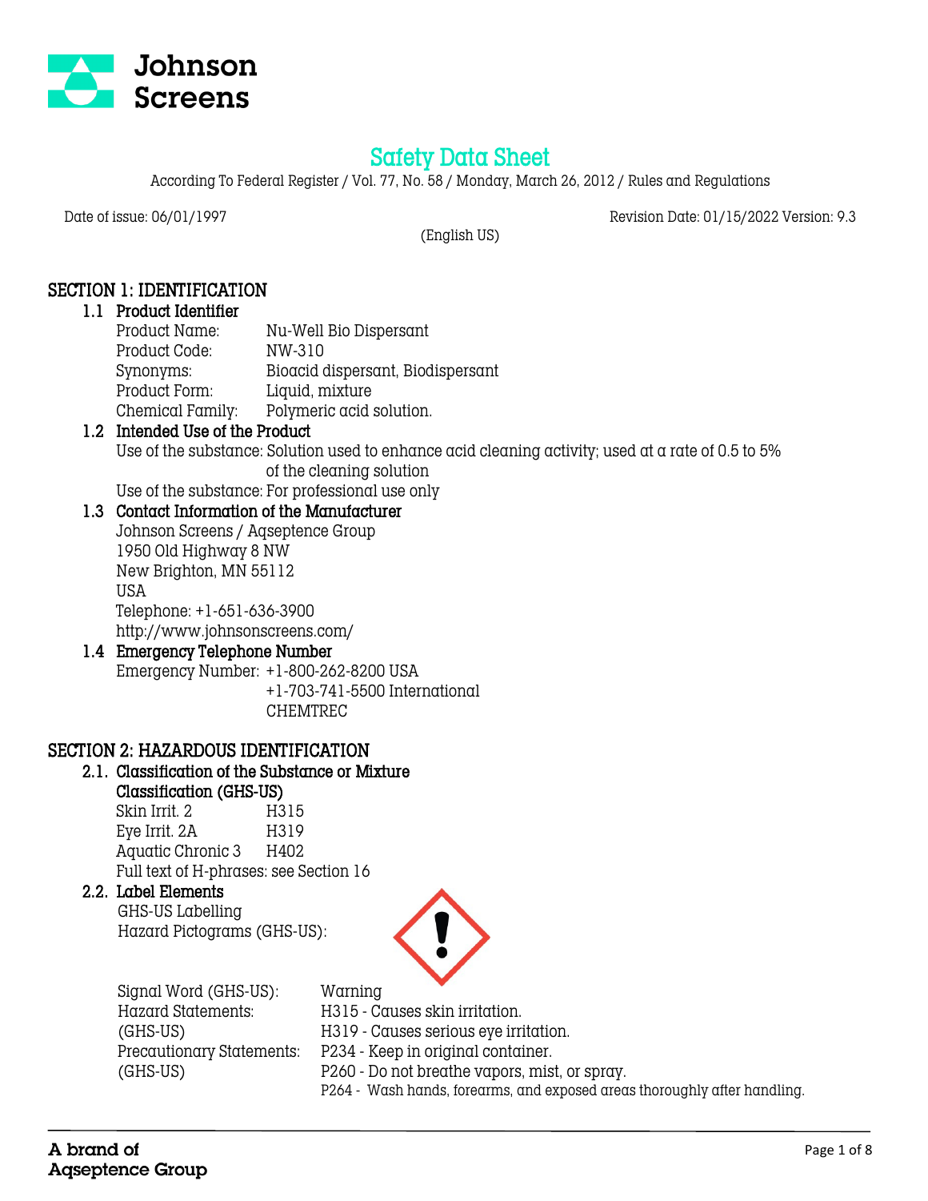Johnson Screens

# Safety Data Sheet

According To Federal Register / Vol. 77, No. 58 / Monday, March 26, 2012 / Rules and Regulations

Date of issue: 06/01/1997 Revision Date: 01/15/2022 Version: 9.3

(English US)

## SECTION 1: IDENTIFICATION

### 1.1 Product Identifier

| | |
|---|---|
| Product Name: | Nu-Well Bio Dispersant |
| Product Code: | NW-310 |
| Synonyms: | Bioacid dispersant, Biodispersant |
| Product Form: | Liquid, mixture |
| Chemical Family: | Polymeric acid solution. |

### 1.2 Intended Use of the Product

Use of the substance: Solution used to enhance acid cleaning activity; used at a rate of 0.5 to 5% of the cleaning solution

Use of the substance: For professional use only

### 1.3 Contact Information of the Manufacturer

Johnson Screens / Aqseptence Group
1950 Old Highway 8 NW
New Brighton, MN 55112
USA
Telephone: +1-651-636-3900
http://www.johnsonscreens.com/

### 1.4 Emergency Telephone Number

Emergency Number: +1-800-262-8200 USA
+1-703-741-5500 International
CHEMTREC

## SECTION 2: HAZARDOUS IDENTIFICATION

### 2.1. Classification of the Substance or Mixture

**Classification (GHS-US)**

| | |
|---|---|
| Skin Irrit. 2 | H315 |
| Eye Irrit. 2A | H319 |
| Aquatic Chronic 3 | H402 |

Full text of H-phrases: see Section 16

### 2.2. Label Elements

GHS-US Labelling

Hazard Pictograms (GHS-US):

Signal Word (GHS-US): Warning

Hazard Statements: (GHS-US)
- H315 - Causes skin irritation.
- H319 - Causes serious eye irritation.

Precautionary Statements: (GHS-US)
- P234 - Keep in original container.
- P260 - Do not breathe vapors, mist, or spray.
- P264 - Wash hands, forearms, and exposed areas thoroughly after handling.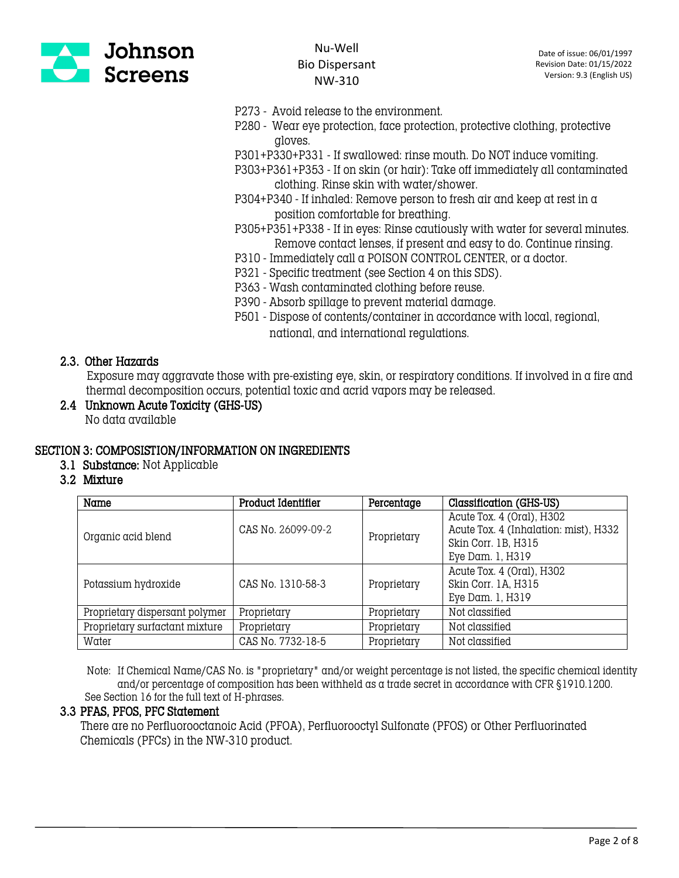P273 - Avoid release to the environment.
P280 - Wear eye protection, face protection, protective clothing, protective gloves.
P301+P330+P331 - If swallowed: rinse mouth. Do NOT induce vomiting.
P303+P361+P353 - If on skin (or hair): Take off immediately all contaminated clothing. Rinse skin with water/shower.
P304+P340 - If inhaled: Remove person to fresh air and keep at rest in a position comfortable for breathing.
P305+P351+P338 - If in eyes: Rinse cautiously with water for several minutes. Remove contact lenses, if present and easy to do. Continue rinsing.
P310 - Immediately call a POISON CONTROL CENTER, or a doctor.
P321 - Specific treatment (see Section 4 on this SDS).
P363 - Wash contaminated clothing before reuse.
P390 - Absorb spillage to prevent material damage.
P501 - Dispose of contents/container in accordance with local, regional, national, and international regulations.

### 2.3. Other Hazards

Exposure may aggravate those with pre-existing eye, skin, or respiratory conditions. If involved in a fire and thermal decomposition occurs, potential toxic and acrid vapors may be released.

### 2.4 Unknown Acute Toxicity (GHS-US)

No data available

## SECTION 3: COMPOSISTION/INFORMATION ON INGREDIENTS

### 3.1 Substance: Not Applicable

### 3.2 Mixture

| Name | Product Identifier | Percentage | Classification (GHS-US) |
|---|---|---|---|
| Organic acid blend | CAS No. 26099-09-2 | Proprietary | Acute Tox. 4 (Oral), H302<br>Acute Tox. 4 (Inhalation: mist), H332<br>Skin Corr. 1B, H315<br>Eye Dam. 1, H319 |
| Potassium hydroxide | CAS No. 1310-58-3 | Proprietary | Acute Tox. 4 (Oral), H302<br>Skin Corr. 1A, H315<br>Eye Dam. 1, H319 |
| Proprietary dispersant polymer | Proprietary | Proprietary | Not classified |
| Proprietary surfactant mixture | Proprietary | Proprietary | Not classified |
| Water | CAS No. 7732-18-5 | Proprietary | Not classified |

Note: If Chemical Name/CAS No. is "proprietary" and/or weight percentage is not listed, the specific chemical identity and/or percentage of composition has been withheld as a trade secret in accordance with CFR §1910.1200.
See Section 16 for the full text of H-phrases.

### 3.3 PFAS, PFOS, PFC Statement

There are no Perfluorooctanoic Acid (PFOA), Perfluorooctyl Sulfonate (PFOS) or Other Perfluorinated Chemicals (PFCs) in the NW-310 product.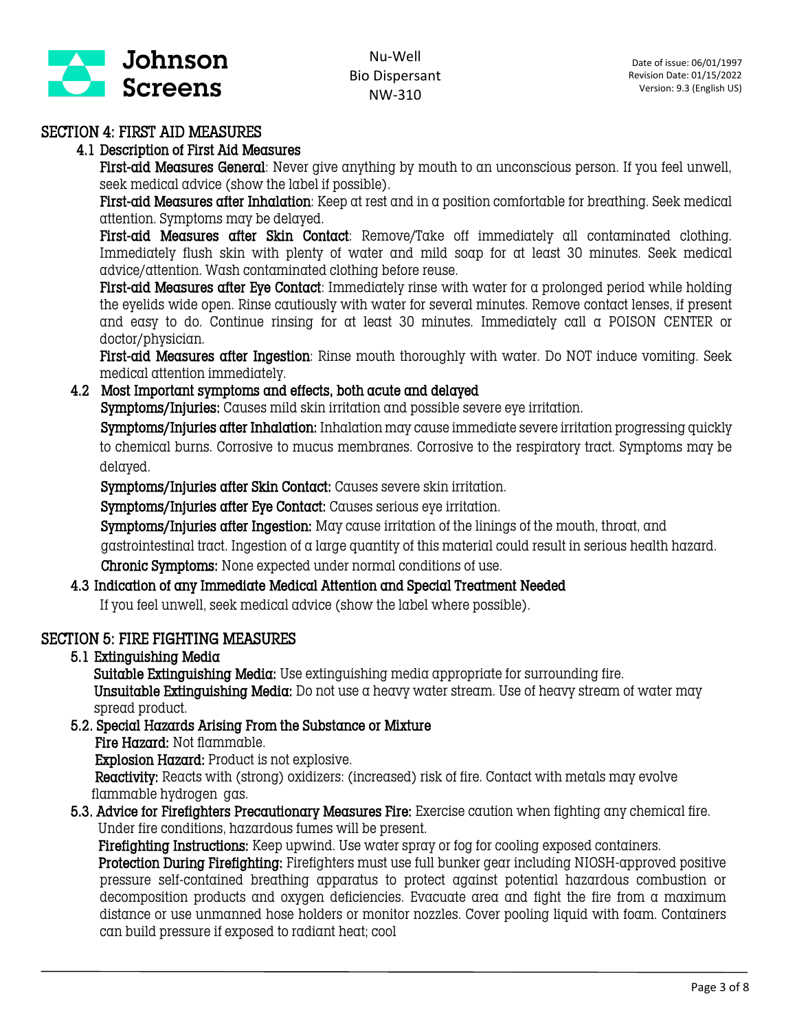## SECTION 4: FIRST AID MEASURES

### 4.1 Description of First Aid Measures

**First-aid Measures General**: Never give anything by mouth to an unconscious person. If you feel unwell, seek medical advice (show the label if possible).

**First-aid Measures after Inhalation**: Keep at rest and in a position comfortable for breathing. Seek medical attention. Symptoms may be delayed.

**First-aid Measures after Skin Contact**: Remove/Take off immediately all contaminated clothing. Immediately flush skin with plenty of water and mild soap for at least 30 minutes. Seek medical advice/attention. Wash contaminated clothing before reuse.

**First-aid Measures after Eye Contact**: Immediately rinse with water for a prolonged period while holding the eyelids wide open. Rinse cautiously with water for several minutes. Remove contact lenses, if present and easy to do. Continue rinsing for at least 30 minutes. Immediately call a POISON CENTER or doctor/physician.

**First-aid Measures after Ingestion**: Rinse mouth thoroughly with water. Do NOT induce vomiting. Seek medical attention immediately.

### 4.2 Most Important symptoms and effects, both acute and delayed

**Symptoms/Injuries:** Causes mild skin irritation and possible severe eye irritation.

**Symptoms/Injuries after Inhalation:** Inhalation may cause immediate severe irritation progressing quickly to chemical burns. Corrosive to mucus membranes. Corrosive to the respiratory tract. Symptoms may be delayed.

**Symptoms/Injuries after Skin Contact:** Causes severe skin irritation.

**Symptoms/Injuries after Eye Contact:** Causes serious eye irritation.

**Symptoms/Injuries after Ingestion:** May cause irritation of the linings of the mouth, throat, and gastrointestinal tract. Ingestion of a large quantity of this material could result in serious health hazard.

**Chronic Symptoms:** None expected under normal conditions of use.

### 4.3 Indication of any Immediate Medical Attention and Special Treatment Needed

If you feel unwell, seek medical advice (show the label where possible).

## SECTION 5: FIRE FIGHTING MEASURES

### 5.1 Extinguishing Media

**Suitable Extinguishing Media:** Use extinguishing media appropriate for surrounding fire.

**Unsuitable Extinguishing Media:** Do not use a heavy water stream. Use of heavy stream of water may spread product.

### 5.2. Special Hazards Arising From the Substance or Mixture

**Fire Hazard:** Not flammable.

**Explosion Hazard:** Product is not explosive.

**Reactivity:** Reacts with (strong) oxidizers: (increased) risk of fire. Contact with metals may evolve flammable hydrogen gas.

### 5.3. Advice for Firefighters Precautionary Measures Fire:

Exercise caution when fighting any chemical fire. Under fire conditions, hazardous fumes will be present.

**Firefighting Instructions:** Keep upwind. Use water spray or fog for cooling exposed containers.

**Protection During Firefighting:** Firefighters must use full bunker gear including NIOSH-approved positive pressure self-contained breathing apparatus to protect against potential hazardous combustion or decomposition products and oxygen deficiencies. Evacuate area and fight the fire from a maximum distance or use unmanned hose holders or monitor nozzles. Cover pooling liquid with foam. Containers can build pressure if exposed to radiant heat; cool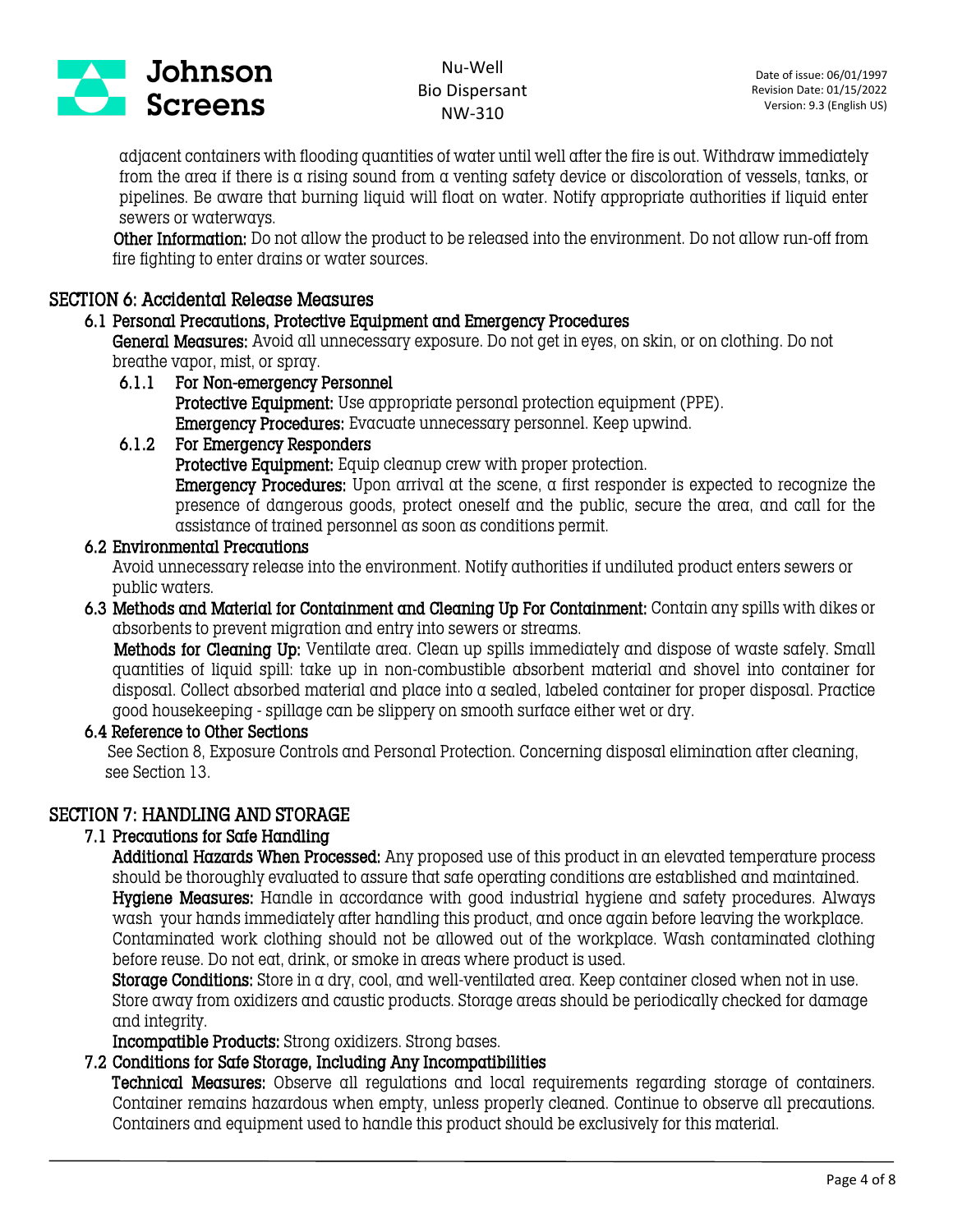adjacent containers with flooding quantities of water until well after the fire is out. Withdraw immediately from the area if there is a rising sound from a venting safety device or discoloration of vessels, tanks, or pipelines. Be aware that burning liquid will float on water. Notify appropriate authorities if liquid enter sewers or waterways.

**Other Information:** Do not allow the product to be released into the environment. Do not allow run-off from fire fighting to enter drains or water sources.

## SECTION 6: Accidental Release Measures

### 6.1 Personal Precautions, Protective Equipment and Emergency Procedures

**General Measures:** Avoid all unnecessary exposure. Do not get in eyes, on skin, or on clothing. Do not breathe vapor, mist, or spray.

#### 6.1.1 For Non-emergency Personnel

**Protective Equipment:** Use appropriate personal protection equipment (PPE).

**Emergency Procedures:** Evacuate unnecessary personnel. Keep upwind.

#### 6.1.2 For Emergency Responders

**Protective Equipment:** Equip cleanup crew with proper protection.

**Emergency Procedures:** Upon arrival at the scene, a first responder is expected to recognize the presence of dangerous goods, protect oneself and the public, secure the area, and call for the assistance of trained personnel as soon as conditions permit.

### 6.2 Environmental Precautions

Avoid unnecessary release into the environment. Notify authorities if undiluted product enters sewers or public waters.

### 6.3 Methods and Material for Containment and Cleaning Up For Containment:

Contain any spills with dikes or absorbents to prevent migration and entry into sewers or streams.

**Methods for Cleaning Up:** Ventilate area. Clean up spills immediately and dispose of waste safely. Small quantities of liquid spill: take up in non-combustible absorbent material and shovel into container for disposal. Collect absorbed material and place into a sealed, labeled container for proper disposal. Practice good housekeeping - spillage can be slippery on smooth surface either wet or dry.

### 6.4 Reference to Other Sections

See Section 8, Exposure Controls and Personal Protection. Concerning disposal elimination after cleaning, see Section 13.

## SECTION 7: HANDLING AND STORAGE

### 7.1 Precautions for Safe Handling

**Additional Hazards When Processed:** Any proposed use of this product in an elevated temperature process should be thoroughly evaluated to assure that safe operating conditions are established and maintained.

**Hygiene Measures:** Handle in accordance with good industrial hygiene and safety procedures. Always wash your hands immediately after handling this product, and once again before leaving the workplace. Contaminated work clothing should not be allowed out of the workplace. Wash contaminated clothing before reuse. Do not eat, drink, or smoke in areas where product is used.

**Storage Conditions:** Store in a dry, cool, and well-ventilated area. Keep container closed when not in use. Store away from oxidizers and caustic products. Storage areas should be periodically checked for damage and integrity.

**Incompatible Products:** Strong oxidizers. Strong bases.

### 7.2 Conditions for Safe Storage, Including Any Incompatibilities

**Technical Measures:** Observe all regulations and local requirements regarding storage of containers. Container remains hazardous when empty, unless properly cleaned. Continue to observe all precautions. Containers and equipment used to handle this product should be exclusively for this material.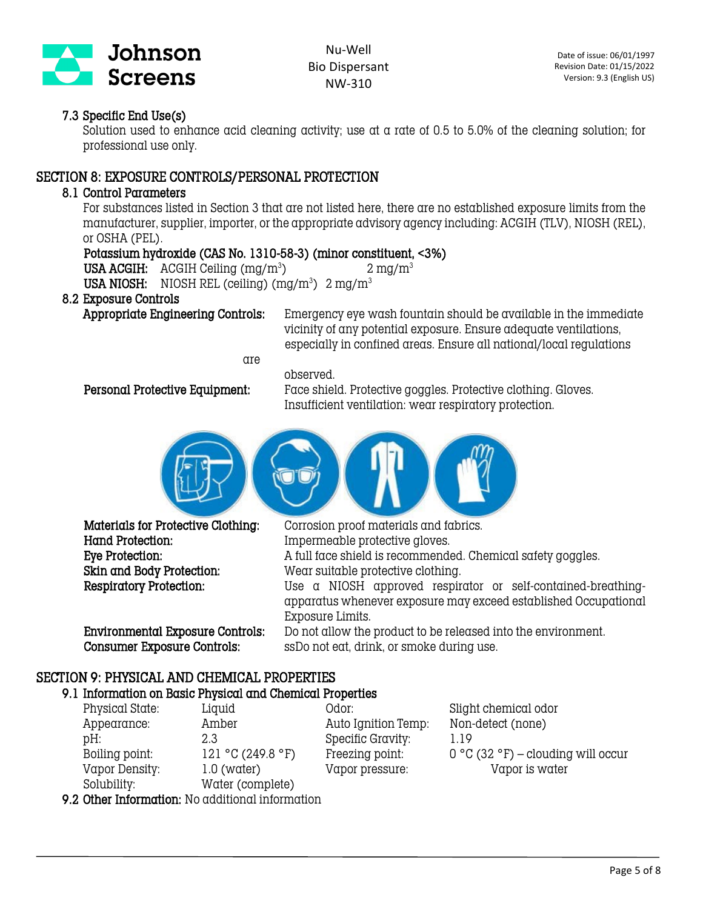### 7.3 Specific End Use(s)

Solution used to enhance acid cleaning activity; use at a rate of 0.5 to 5.0% of the cleaning solution; for professional use only.

## SECTION 8: EXPOSURE CONTROLS/PERSONAL PROTECTION

### 8.1 Control Parameters

For substances listed in Section 3 that are not listed here, there are no established exposure limits from the manufacturer, supplier, importer, or the appropriate advisory agency including: ACGIH (TLV), NIOSH (REL), or OSHA (PEL).

**Potassium hydroxide (CAS No. 1310-58-3) (minor constituent, <3%)**

**USA ACGIH:** ACGIH Ceiling (mg/m$^3$) 2 mg/m$^3$

**USA NIOSH:** NIOSH REL (ceiling) (mg/m$^3$) 2 mg/m$^3$

### 8.2 Exposure Controls

**Appropriate Engineering Controls:** Emergency eye wash fountain should be available in the immediate vicinity of any potential exposure. Ensure adequate ventilations, especially in confined areas. Ensure all national/local regulations are observed.

**Personal Protective Equipment:** Face shield. Protective goggles. Protective clothing. Gloves. Insufficient ventilation: wear respiratory protection.

**Materials for Protective Clothing:** Corrosion proof materials and fabrics.

**Hand Protection:** Impermeable protective gloves.

**Eye Protection:** A full face shield is recommended. Chemical safety goggles.

**Skin and Body Protection:** Wear suitable protective clothing.

**Respiratory Protection:** Use a NIOSH approved respirator or self-contained-breathing-apparatus whenever exposure may exceed established Occupational Exposure Limits.

**Environmental Exposure Controls:** Do not allow the product to be released into the environment.

**Consumer Exposure Controls:** ssDo not eat, drink, or smoke during use.

## SECTION 9: PHYSICAL AND CHEMICAL PROPERTIES

### 9.1 Information on Basic Physical and Chemical Properties

| | | | |
|---|---|---|---|
| Physical State: | Liquid | Odor: | Slight chemical odor |
| Appearance: | Amber | Auto Ignition Temp: | Non-detect (none) |
| pH: | 2.3 | Specific Gravity: | 1.19 |
| Boiling point: | 121 °C (249.8 °F) | Freezing point: | 0 °C (32 °F) – clouding will occur |
| Vapor Density: | 1.0 (water) | Vapor pressure: | Vapor is water |
| Solubility: | Water (complete) | | |

### 9.2 Other Information: No additional information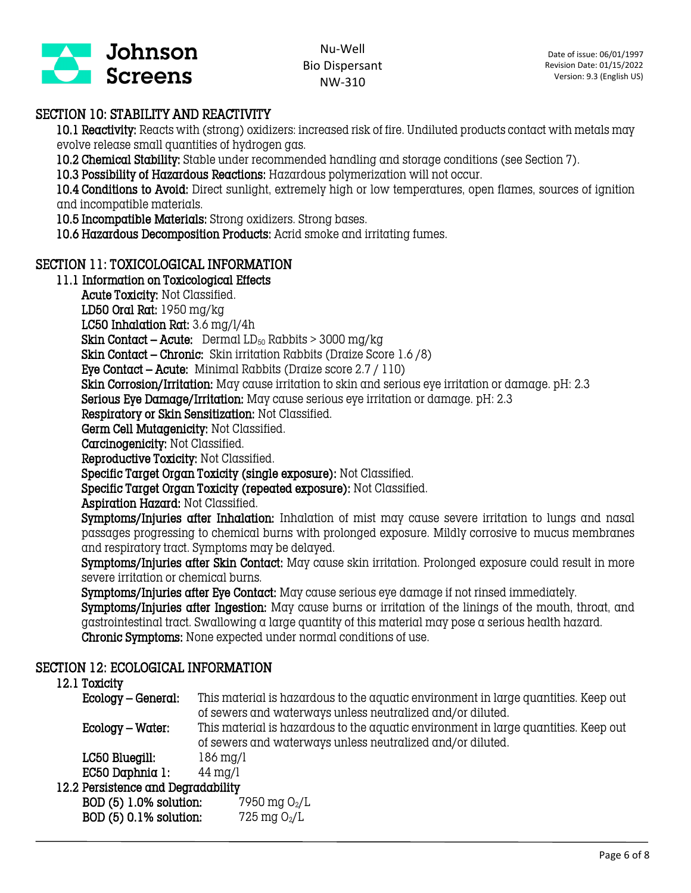## SECTION 10: STABILITY AND REACTIVITY

**10.1 Reactivity:** Reacts with (strong) oxidizers: increased risk of fire. Undiluted products contact with metals may evolve release small quantities of hydrogen gas.

**10.2 Chemical Stability:** Stable under recommended handling and storage conditions (see Section 7).

**10.3 Possibility of Hazardous Reactions:** Hazardous polymerization will not occur.

**10.4 Conditions to Avoid:** Direct sunlight, extremely high or low temperatures, open flames, sources of ignition and incompatible materials.

**10.5 Incompatible Materials:** Strong oxidizers. Strong bases.

**10.6 Hazardous Decomposition Products:** Acrid smoke and irritating fumes.

## SECTION 11: TOXICOLOGICAL INFORMATION

### 11.1 Information on Toxicological Effects

**Acute Toxicity:** Not Classified.

**LD50 Oral Rat:** 1950 mg/kg

**LC50 Inhalation Rat:** 3.6 mg/l/4h

**Skin Contact – Acute:** Dermal $LD_{50}$ Rabbits > 3000 mg/kg

**Skin Contact – Chronic:** Skin irritation Rabbits (Draize Score 1.6 /8)

**Eye Contact – Acute:** Minimal Rabbits (Draize score 2.7 / 110)

**Skin Corrosion/Irritation:** May cause irritation to skin and serious eye irritation or damage. pH: 2.3

**Serious Eye Damage/Irritation:** May cause serious eye irritation or damage. pH: 2.3

**Respiratory or Skin Sensitization:** Not Classified.

**Germ Cell Mutagenicity:** Not Classified.

**Carcinogenicity:** Not Classified.

**Reproductive Toxicity:** Not Classified.

**Specific Target Organ Toxicity (single exposure):** Not Classified.

**Specific Target Organ Toxicity (repeated exposure):** Not Classified.

**Aspiration Hazard:** Not Classified.

**Symptoms/Injuries after Inhalation:** Inhalation of mist may cause severe irritation to lungs and nasal passages progressing to chemical burns with prolonged exposure. Mildly corrosive to mucus membranes and respiratory tract. Symptoms may be delayed.

**Symptoms/Injuries after Skin Contact:** May cause skin irritation. Prolonged exposure could result in more severe irritation or chemical burns.

**Symptoms/Injuries after Eye Contact:** May cause serious eye damage if not rinsed immediately.

**Symptoms/Injuries after Ingestion:** May cause burns or irritation of the linings of the mouth, throat, and gastrointestinal tract. Swallowing a large quantity of this material may pose a serious health hazard.

**Chronic Symptoms:** None expected under normal conditions of use.

## SECTION 12: ECOLOGICAL INFORMATION

### 12.1 Toxicity

**Ecology – General:** This material is hazardous to the aquatic environment in large quantities. Keep out of sewers and waterways unless neutralized and/or diluted.

**Ecology – Water:** This material is hazardous to the aquatic environment in large quantities. Keep out of sewers and waterways unless neutralized and/or diluted.

**LC50 Bluegill:** 186 mg/l

**EC50 Daphnia 1:** 44 mg/l

### 12.2 Persistence and Degradability

**BOD (5) 1.0% solution:** 7950 mg $O_2$/L

**BOD (5) 0.1% solution:** 725 mg $O_2$/L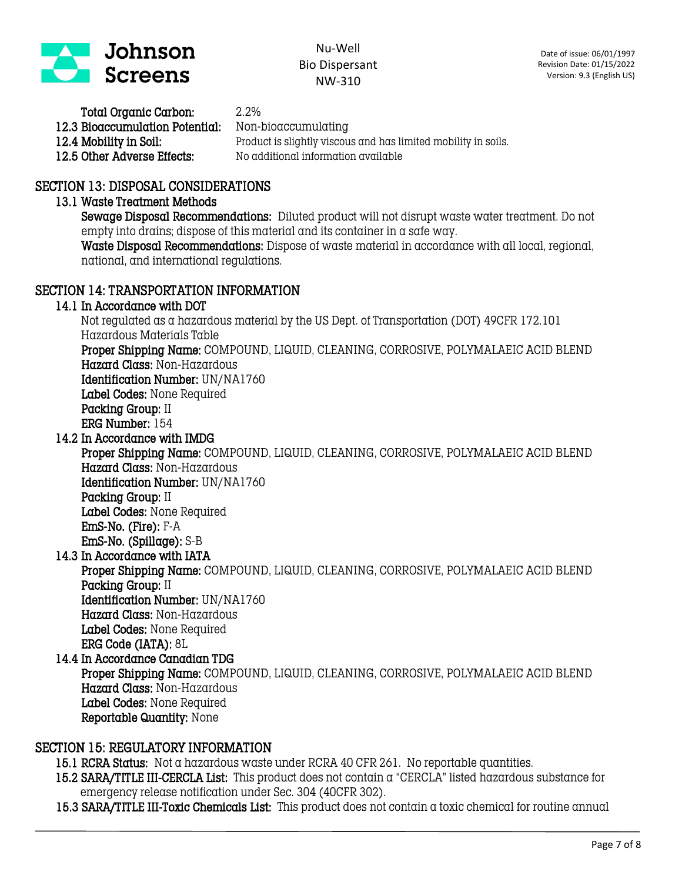**Total Organic Carbon:** 2.2%

**12.3 Bioaccumulation Potential:** Non-bioaccumulating

**12.4 Mobility in Soil:** Product is slightly viscous and has limited mobility in soils.

**12.5 Other Adverse Effects:** No additional information available

## SECTION 13: DISPOSAL CONSIDERATIONS

### 13.1 Waste Treatment Methods

**Sewage Disposal Recommendations:** Diluted product will not disrupt waste water treatment. Do not empty into drains; dispose of this material and its container in a safe way.

**Waste Disposal Recommendations:** Dispose of waste material in accordance with all local, regional, national, and international regulations.

## SECTION 14: TRANSPORTATION INFORMATION

### 14.1 In Accordance with DOT

Not regulated as a hazardous material by the US Dept. of Transportation (DOT) 49CFR 172.101 Hazardous Materials Table

**Proper Shipping Name:** COMPOUND, LIQUID, CLEANING, CORROSIVE, POLYMALAEIC ACID BLEND

**Hazard Class:** Non-Hazardous

**Identification Number:** UN/NA1760

**Label Codes:** None Required

**Packing Group:** II

**ERG Number:** 154

### 14.2 In Accordance with IMDG

**Proper Shipping Name:** COMPOUND, LIQUID, CLEANING, CORROSIVE, POLYMALAEIC ACID BLEND

**Hazard Class:** Non-Hazardous

**Identification Number:** UN/NA1760

**Packing Group:** II

**Label Codes:** None Required

**EmS-No. (Fire):** F-A

**EmS-No. (Spillage):** S-B

### 14.3 In Accordance with IATA

**Proper Shipping Name:** COMPOUND, LIQUID, CLEANING, CORROSIVE, POLYMALAEIC ACID BLEND

**Packing Group:** II

**Identification Number:** UN/NA1760

**Hazard Class:** Non-Hazardous

**Label Codes:** None Required

**ERG Code (IATA):** 8L

### 14.4 In Accordance Canadian TDG

**Proper Shipping Name:** COMPOUND, LIQUID, CLEANING, CORROSIVE, POLYMALAEIC ACID BLEND

**Hazard Class:** Non-Hazardous

**Label Codes:** None Required

**Reportable Quantity:** None

## SECTION 15: REGULATORY INFORMATION

**15.1 RCRA Status:** Not a hazardous waste under RCRA 40 CFR 261. No reportable quantities.

**15.2 SARA/TITLE III-CERCLA List:** This product does not contain a "CERCLA" listed hazardous substance for emergency release notification under Sec. 304 (40CFR 302).

**15.3 SARA/TITLE III-Toxic Chemicals List:** This product does not contain a toxic chemical for routine annual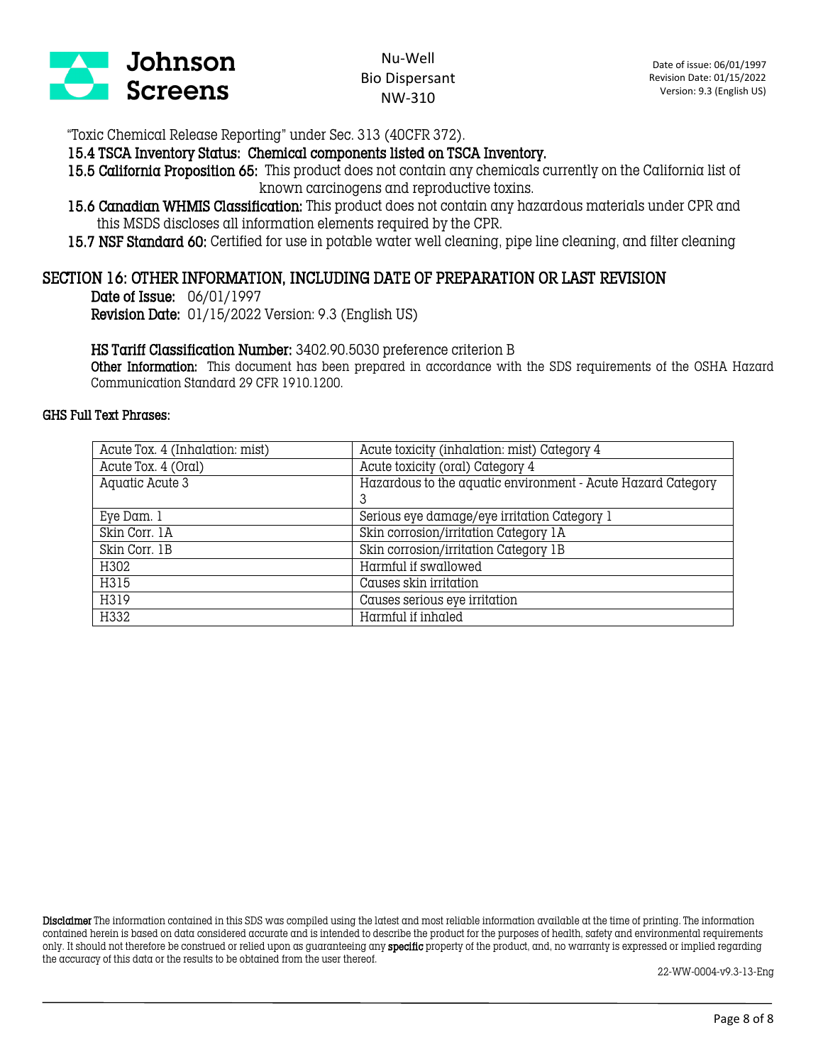"Toxic Chemical Release Reporting" under Sec. 313 (40CFR 372).

**15.4 TSCA Inventory Status: Chemical components listed on TSCA Inventory.**

**15.5 California Proposition 65:** This product does not contain any chemicals currently on the California list of known carcinogens and reproductive toxins.

**15.6 Canadian WHMIS Classification:** This product does not contain any hazardous materials under CPR and this MSDS discloses all information elements required by the CPR.

**15.7 NSF Standard 60:** Certified for use in potable water well cleaning, pipe line cleaning, and filter cleaning

## SECTION 16: OTHER INFORMATION, INCLUDING DATE OF PREPARATION OR LAST REVISION

**Date of Issue:** 06/01/1997

**Revision Date:** 01/15/2022 Version: 9.3 (English US)

**HS Tariff Classification Number:** 3402.90.5030 preference criterion B

**Other Information:** This document has been prepared in accordance with the SDS requirements of the OSHA Hazard Communication Standard 29 CFR 1910.1200.

### GHS Full Text Phrases:

| | |
|---|---|
| Acute Tox. 4 (Inhalation: mist) | Acute toxicity (inhalation: mist) Category 4 |
| Acute Tox. 4 (Oral) | Acute toxicity (oral) Category 4 |
| Aquatic Acute 3 | Hazardous to the aquatic environment - Acute Hazard Category 3 |
| Eye Dam. 1 | Serious eye damage/eye irritation Category 1 |
| Skin Corr. 1A | Skin corrosion/irritation Category 1A |
| Skin Corr. 1B | Skin corrosion/irritation Category 1B |
| H302 | Harmful if swallowed |
| H315 | Causes skin irritation |
| H319 | Causes serious eye irritation |
| H332 | Harmful if inhaled |

**Disclaimer** The information contained in this SDS was compiled using the latest and most reliable information available at the time of printing. The information contained herein is based on data considered accurate and is intended to describe the product for the purposes of health, safety and environmental requirements only. It should not therefore be construed or relied upon as guaranteeing any **specific** property of the product, and, no warranty is expressed or implied regarding the accuracy of this data or the results to be obtained from the user thereof.

22-WW-0004-v9.3-13-Eng